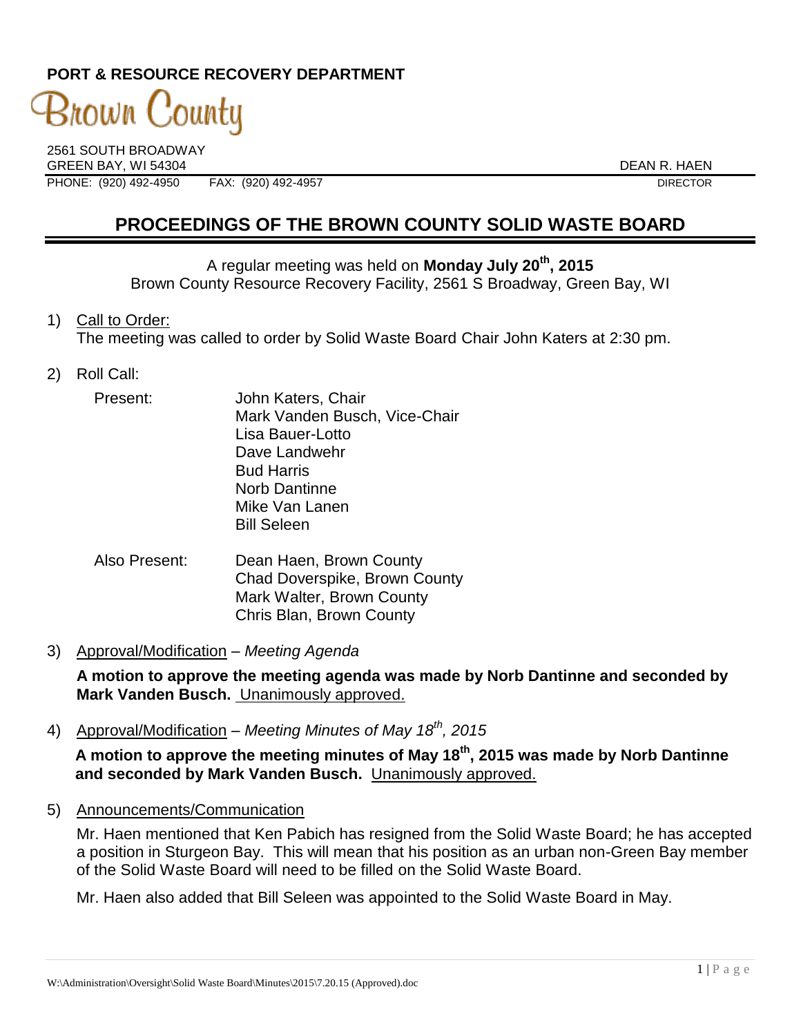**PORT & RESOURCE RECOVERY DEPARTMENT**

Brown County

2561 SOUTH BROADWAY
GREEN BAY, WI 54304

DEAN R. HAEN
DIRECTOR

PHONE: (920) 492-4950 FAX: (920) 492-4957

# PROCEEDINGS OF THE BROWN COUNTY SOLID WASTE BOARD

A regular meeting was held on **Monday July 20th, 2015**
Brown County Resource Recovery Facility, 2561 S Broadway, Green Bay, WI

1) Call to Order:
The meeting was called to order by Solid Waste Board Chair John Katers at 2:30 pm.

2) Roll Call:

Present:
John Katers, Chair
Mark Vanden Busch, Vice-Chair
Lisa Bauer-Lotto
Dave Landwehr
Bud Harris
Norb Dantinne
Mike Van Lanen
Bill Seleen

Also Present:
Dean Haen, Brown County
Chad Doverspike, Brown County
Mark Walter, Brown County
Chris Blan, Brown County

3) Approval/Modification – *Meeting Agenda*

**A motion to approve the meeting agenda was made by Norb Dantinne and seconded by Mark Vanden Busch.** Unanimously approved.

4) Approval/Modification – *Meeting Minutes of May 18th, 2015*

**A motion to approve the meeting minutes of May 18th, 2015 was made by Norb Dantinne and seconded by Mark Vanden Busch.** Unanimously approved.

5) Announcements/Communication

Mr. Haen mentioned that Ken Pabich has resigned from the Solid Waste Board; he has accepted a position in Sturgeon Bay. This will mean that his position as an urban non-Green Bay member of the Solid Waste Board will need to be filled on the Solid Waste Board.

Mr. Haen also added that Bill Seleen was appointed to the Solid Waste Board in May.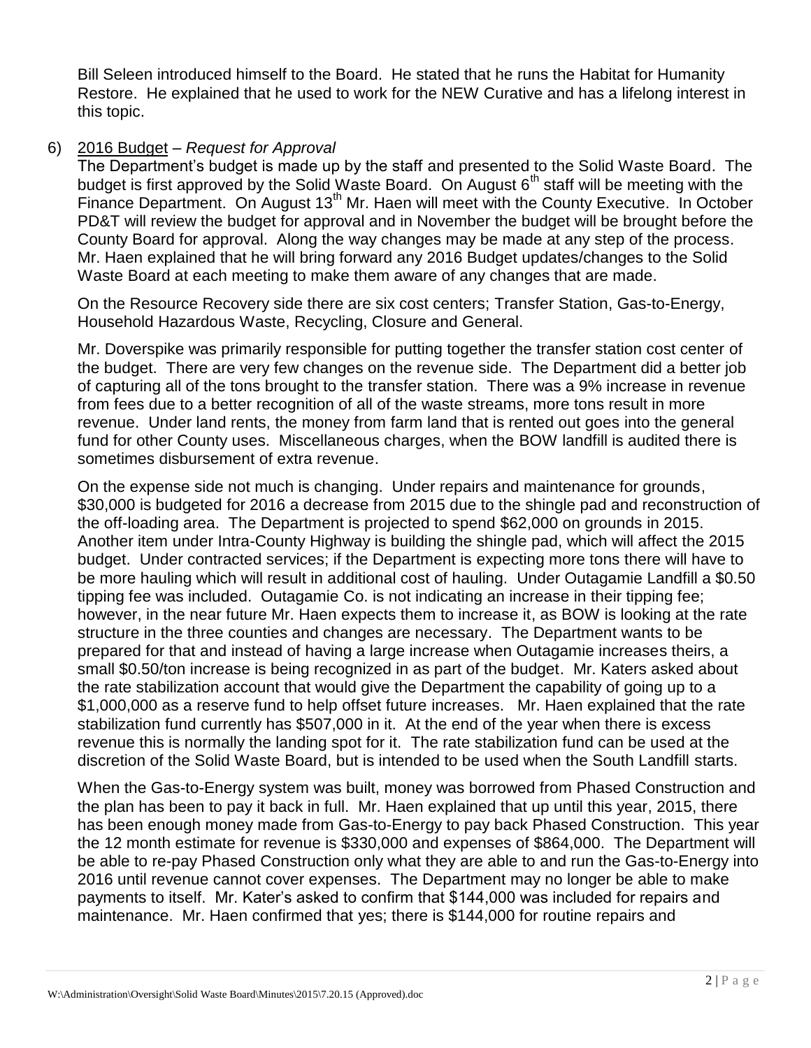Bill Seleen introduced himself to the Board. He stated that he runs the Habitat for Humanity Restore. He explained that he used to work for the NEW Curative and has a lifelong interest in this topic.

6) 2016 Budget – *Request for Approval*

The Department's budget is made up by the staff and presented to the Solid Waste Board. The budget is first approved by the Solid Waste Board. On August 6th staff will be meeting with the Finance Department. On August 13th Mr. Haen will meet with the County Executive. In October PD&T will review the budget for approval and in November the budget will be brought before the County Board for approval. Along the way changes may be made at any step of the process. Mr. Haen explained that he will bring forward any 2016 Budget updates/changes to the Solid Waste Board at each meeting to make them aware of any changes that are made.

On the Resource Recovery side there are six cost centers; Transfer Station, Gas-to-Energy, Household Hazardous Waste, Recycling, Closure and General.

Mr. Doverspike was primarily responsible for putting together the transfer station cost center of the budget. There are very few changes on the revenue side. The Department did a better job of capturing all of the tons brought to the transfer station. There was a 9% increase in revenue from fees due to a better recognition of all of the waste streams, more tons result in more revenue. Under land rents, the money from farm land that is rented out goes into the general fund for other County uses. Miscellaneous charges, when the BOW landfill is audited there is sometimes disbursement of extra revenue.

On the expense side not much is changing. Under repairs and maintenance for grounds, \$30,000 is budgeted for 2016 a decrease from 2015 due to the shingle pad and reconstruction of the off-loading area. The Department is projected to spend \$62,000 on grounds in 2015. Another item under Intra-County Highway is building the shingle pad, which will affect the 2015 budget. Under contracted services; if the Department is expecting more tons there will have to be more hauling which will result in additional cost of hauling. Under Outagamie Landfill a \$0.50 tipping fee was included. Outagamie Co. is not indicating an increase in their tipping fee; however, in the near future Mr. Haen expects them to increase it, as BOW is looking at the rate structure in the three counties and changes are necessary. The Department wants to be prepared for that and instead of having a large increase when Outagamie increases theirs, a small \$0.50/ton increase is being recognized in as part of the budget. Mr. Katers asked about the rate stabilization account that would give the Department the capability of going up to a \$1,000,000 as a reserve fund to help offset future increases. Mr. Haen explained that the rate stabilization fund currently has \$507,000 in it. At the end of the year when there is excess revenue this is normally the landing spot for it. The rate stabilization fund can be used at the discretion of the Solid Waste Board, but is intended to be used when the South Landfill starts.

When the Gas-to-Energy system was built, money was borrowed from Phased Construction and the plan has been to pay it back in full. Mr. Haen explained that up until this year, 2015, there has been enough money made from Gas-to-Energy to pay back Phased Construction. This year the 12 month estimate for revenue is \$330,000 and expenses of \$864,000. The Department will be able to re-pay Phased Construction only what they are able to and run the Gas-to-Energy into 2016 until revenue cannot cover expenses. The Department may no longer be able to make payments to itself. Mr. Kater's asked to confirm that \$144,000 was included for repairs and maintenance. Mr. Haen confirmed that yes; there is \$144,000 for routine repairs and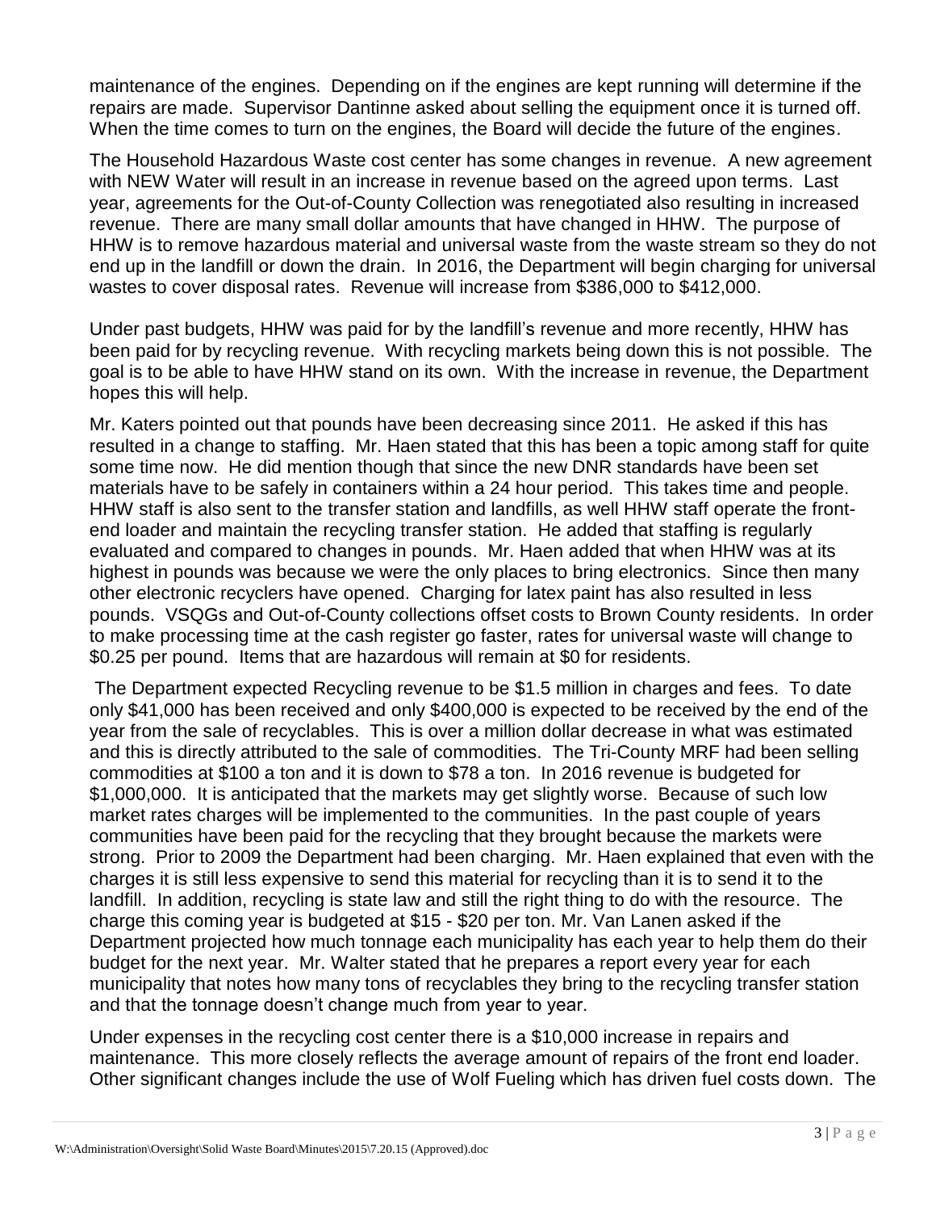maintenance of the engines. Depending on if the engines are kept running will determine if the repairs are made. Supervisor Dantinne asked about selling the equipment once it is turned off. When the time comes to turn on the engines, the Board will decide the future of the engines.

The Household Hazardous Waste cost center has some changes in revenue. A new agreement with NEW Water will result in an increase in revenue based on the agreed upon terms. Last year, agreements for the Out-of-County Collection was renegotiated also resulting in increased revenue. There are many small dollar amounts that have changed in HHW. The purpose of HHW is to remove hazardous material and universal waste from the waste stream so they do not end up in the landfill or down the drain. In 2016, the Department will begin charging for universal wastes to cover disposal rates. Revenue will increase from $386,000 to $412,000.

Under past budgets, HHW was paid for by the landfill's revenue and more recently, HHW has been paid for by recycling revenue. With recycling markets being down this is not possible. The goal is to be able to have HHW stand on its own. With the increase in revenue, the Department hopes this will help.

Mr. Katers pointed out that pounds have been decreasing since 2011. He asked if this has resulted in a change to staffing. Mr. Haen stated that this has been a topic among staff for quite some time now. He did mention though that since the new DNR standards have been set materials have to be safely in containers within a 24 hour period. This takes time and people. HHW staff is also sent to the transfer station and landfills, as well HHW staff operate the front-end loader and maintain the recycling transfer station. He added that staffing is regularly evaluated and compared to changes in pounds. Mr. Haen added that when HHW was at its highest in pounds was because we were the only places to bring electronics. Since then many other electronic recyclers have opened. Charging for latex paint has also resulted in less pounds. VSQGs and Out-of-County collections offset costs to Brown County residents. In order to make processing time at the cash register go faster, rates for universal waste will change to $0.25 per pound. Items that are hazardous will remain at $0 for residents.

The Department expected Recycling revenue to be $1.5 million in charges and fees. To date only $41,000 has been received and only $400,000 is expected to be received by the end of the year from the sale of recyclables. This is over a million dollar decrease in what was estimated and this is directly attributed to the sale of commodities. The Tri-County MRF had been selling commodities at $100 a ton and it is down to $78 a ton. In 2016 revenue is budgeted for $1,000,000. It is anticipated that the markets may get slightly worse. Because of such low market rates charges will be implemented to the communities. In the past couple of years communities have been paid for the recycling that they brought because the markets were strong. Prior to 2009 the Department had been charging. Mr. Haen explained that even with the charges it is still less expensive to send this material for recycling than it is to send it to the landfill. In addition, recycling is state law and still the right thing to do with the resource. The charge this coming year is budgeted at $15 - $20 per ton. Mr. Van Lanen asked if the Department projected how much tonnage each municipality has each year to help them do their budget for the next year. Mr. Walter stated that he prepares a report every year for each municipality that notes how many tons of recyclables they bring to the recycling transfer station and that the tonnage doesn't change much from year to year.

Under expenses in the recycling cost center there is a $10,000 increase in repairs and maintenance. This more closely reflects the average amount of repairs of the front end loader. Other significant changes include the use of Wolf Fueling which has driven fuel costs down. The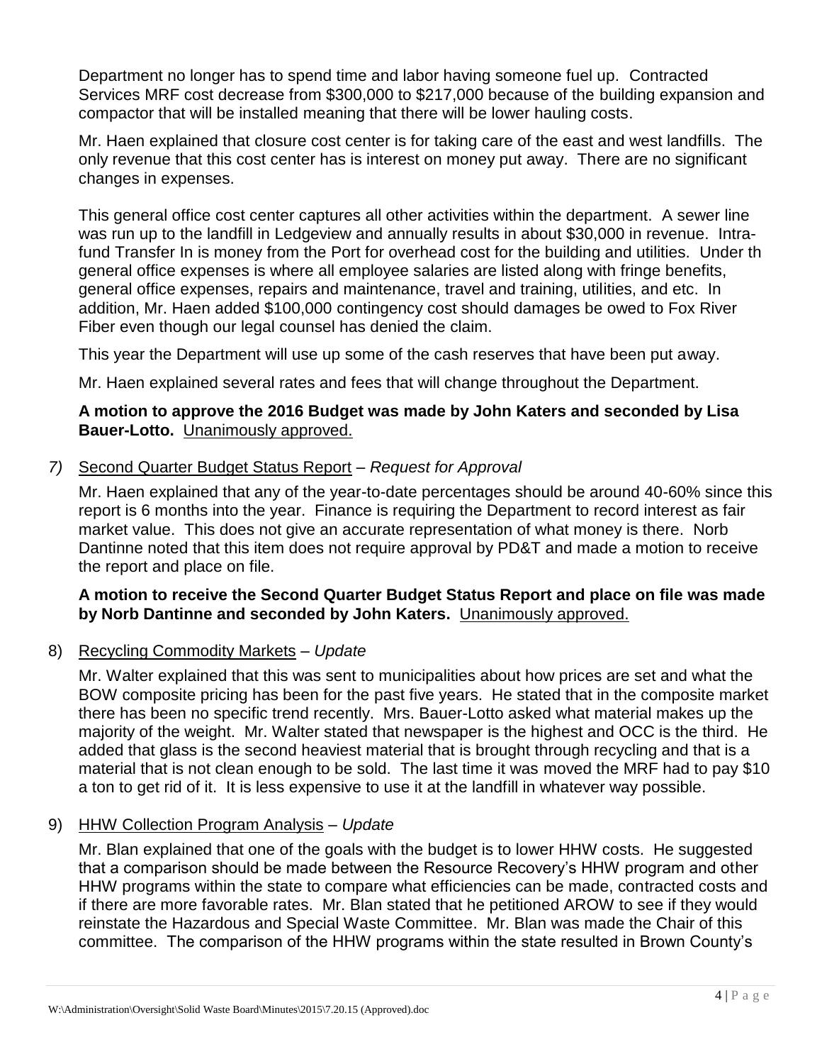Department no longer has to spend time and labor having someone fuel up. Contracted Services MRF cost decrease from $300,000 to $217,000 because of the building expansion and compactor that will be installed meaning that there will be lower hauling costs.

Mr. Haen explained that closure cost center is for taking care of the east and west landfills. The only revenue that this cost center has is interest on money put away. There are no significant changes in expenses.

This general office cost center captures all other activities within the department. A sewer line was run up to the landfill in Ledgeview and annually results in about $30,000 in revenue. Intra-fund Transfer In is money from the Port for overhead cost for the building and utilities. Under th general office expenses is where all employee salaries are listed along with fringe benefits, general office expenses, repairs and maintenance, travel and training, utilities, and etc. In addition, Mr. Haen added $100,000 contingency cost should damages be owed to Fox River Fiber even though our legal counsel has denied the claim.

This year the Department will use up some of the cash reserves that have been put away.

Mr. Haen explained several rates and fees that will change throughout the Department.

**A motion to approve the 2016 Budget was made by John Katers and seconded by Lisa Bauer-Lotto.** Unanimously approved.

*7)* Second Quarter Budget Status Report – *Request for Approval*

Mr. Haen explained that any of the year-to-date percentages should be around 40-60% since this report is 6 months into the year. Finance is requiring the Department to record interest as fair market value. This does not give an accurate representation of what money is there. Norb Dantinne noted that this item does not require approval by PD&T and made a motion to receive the report and place on file.

**A motion to receive the Second Quarter Budget Status Report and place on file was made by Norb Dantinne and seconded by John Katers.** Unanimously approved.

8) Recycling Commodity Markets – *Update*

Mr. Walter explained that this was sent to municipalities about how prices are set and what the BOW composite pricing has been for the past five years. He stated that in the composite market there has been no specific trend recently. Mrs. Bauer-Lotto asked what material makes up the majority of the weight. Mr. Walter stated that newspaper is the highest and OCC is the third. He added that glass is the second heaviest material that is brought through recycling and that is a material that is not clean enough to be sold. The last time it was moved the MRF had to pay $10 a ton to get rid of it. It is less expensive to use it at the landfill in whatever way possible.

9) HHW Collection Program Analysis – *Update*

Mr. Blan explained that one of the goals with the budget is to lower HHW costs. He suggested that a comparison should be made between the Resource Recovery's HHW program and other HHW programs within the state to compare what efficiencies can be made, contracted costs and if there are more favorable rates. Mr. Blan stated that he petitioned AROW to see if they would reinstate the Hazardous and Special Waste Committee. Mr. Blan was made the Chair of this committee. The comparison of the HHW programs within the state resulted in Brown County's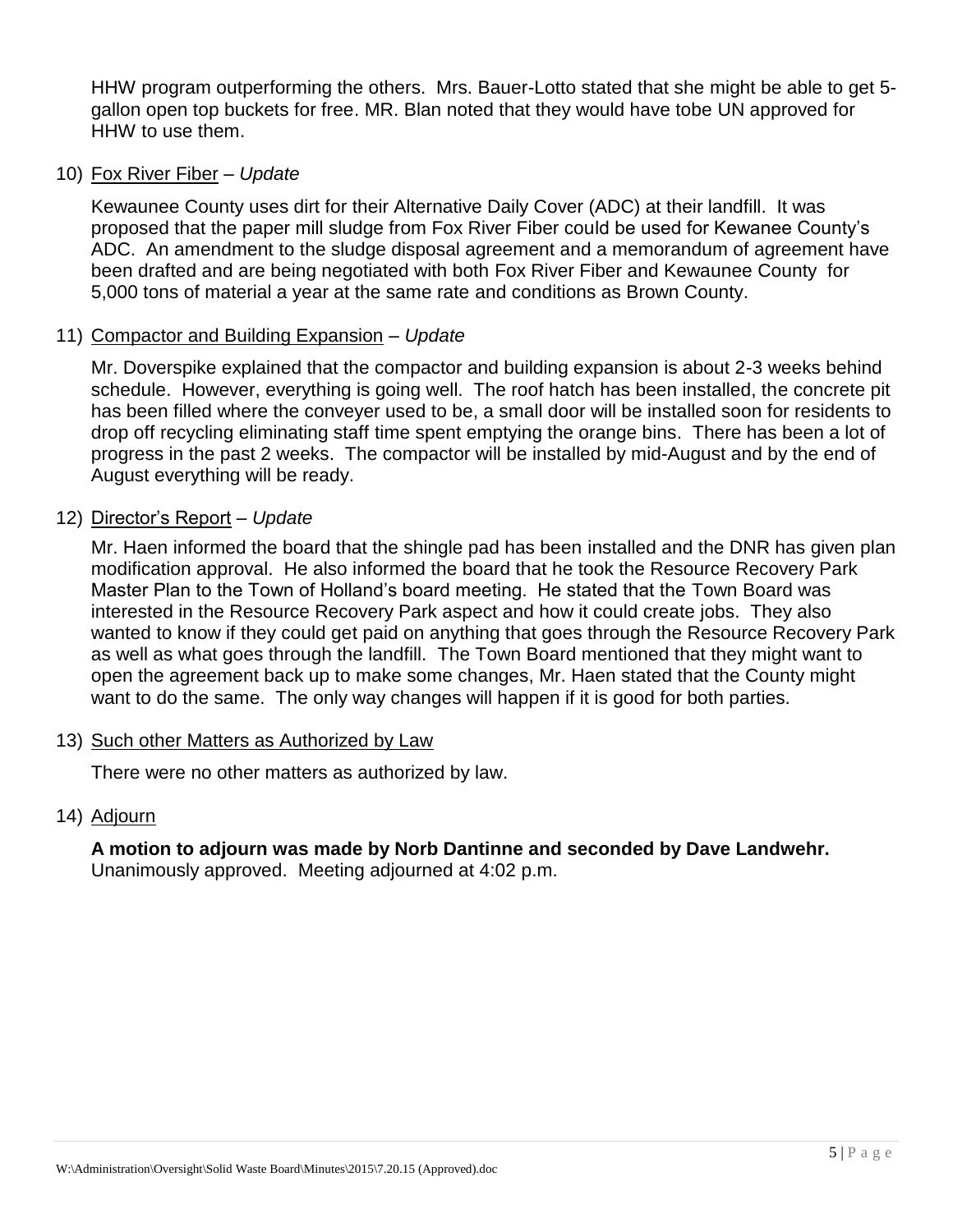HHW program outperforming the others. Mrs. Bauer-Lotto stated that she might be able to get 5-gallon open top buckets for free. MR. Blan noted that they would have tobe UN approved for HHW to use them.

10) Fox River Fiber – *Update*

    Kewaunee County uses dirt for their Alternative Daily Cover (ADC) at their landfill. It was proposed that the paper mill sludge from Fox River Fiber could be used for Kewanee County's ADC. An amendment to the sludge disposal agreement and a memorandum of agreement have been drafted and are being negotiated with both Fox River Fiber and Kewaunee County for 5,000 tons of material a year at the same rate and conditions as Brown County.

11) Compactor and Building Expansion – *Update*

    Mr. Doverspike explained that the compactor and building expansion is about 2-3 weeks behind schedule. However, everything is going well. The roof hatch has been installed, the concrete pit has been filled where the conveyer used to be, a small door will be installed soon for residents to drop off recycling eliminating staff time spent emptying the orange bins. There has been a lot of progress in the past 2 weeks. The compactor will be installed by mid-August and by the end of August everything will be ready.

12) Director's Report – *Update*

    Mr. Haen informed the board that the shingle pad has been installed and the DNR has given plan modification approval. He also informed the board that he took the Resource Recovery Park Master Plan to the Town of Holland's board meeting. He stated that the Town Board was interested in the Resource Recovery Park aspect and how it could create jobs. They also wanted to know if they could get paid on anything that goes through the Resource Recovery Park as well as what goes through the landfill. The Town Board mentioned that they might want to open the agreement back up to make some changes, Mr. Haen stated that the County might want to do the same. The only way changes will happen if it is good for both parties.

13) Such other Matters as Authorized by Law

    There were no other matters as authorized by law.

14) Adjourn

    **A motion to adjourn was made by Norb Dantinne and seconded by Dave Landwehr.** Unanimously approved. Meeting adjourned at 4:02 p.m.

W:\Administration\Oversight\Solid Waste Board\Minutes\2015\7.20.15 (Approved).doc